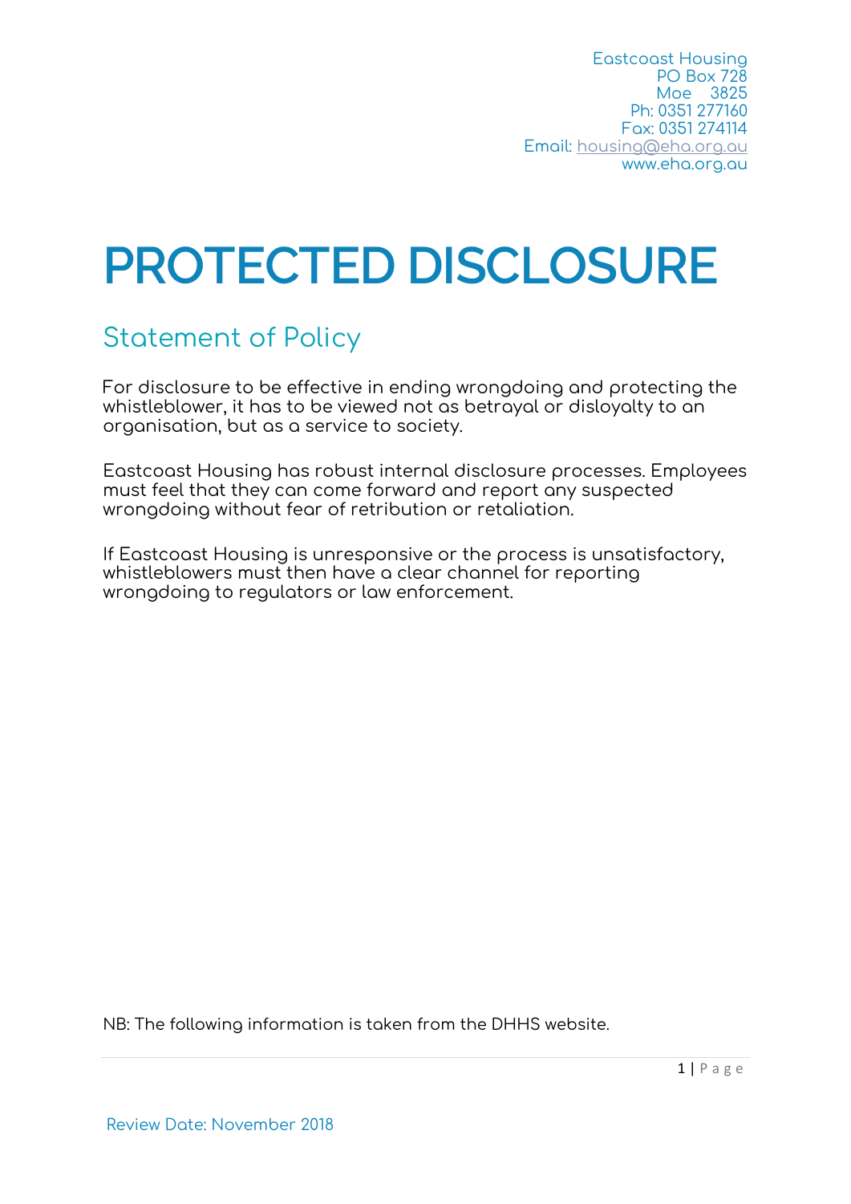Eastcoast Housing
PO Box 728
Moe 3825
Ph: 0351 277160
Fax: 0351 274114
Email: housing@eha.org.au
www.eha.org.au

# PROTECTED DISCLOSURE

## Statement of Policy

For disclosure to be effective in ending wrongdoing and protecting the whistleblower, it has to be viewed not as betrayal or disloyalty to an organisation, but as a service to society.

Eastcoast Housing has robust internal disclosure processes. Employees must feel that they can come forward and report any suspected wrongdoing without fear of retribution or retaliation.

If Eastcoast Housing is unresponsive or the process is unsatisfactory, whistleblowers must then have a clear channel for reporting wrongdoing to regulators or law enforcement.

NB: The following information is taken from the DHHS website.

Review Date: November 2018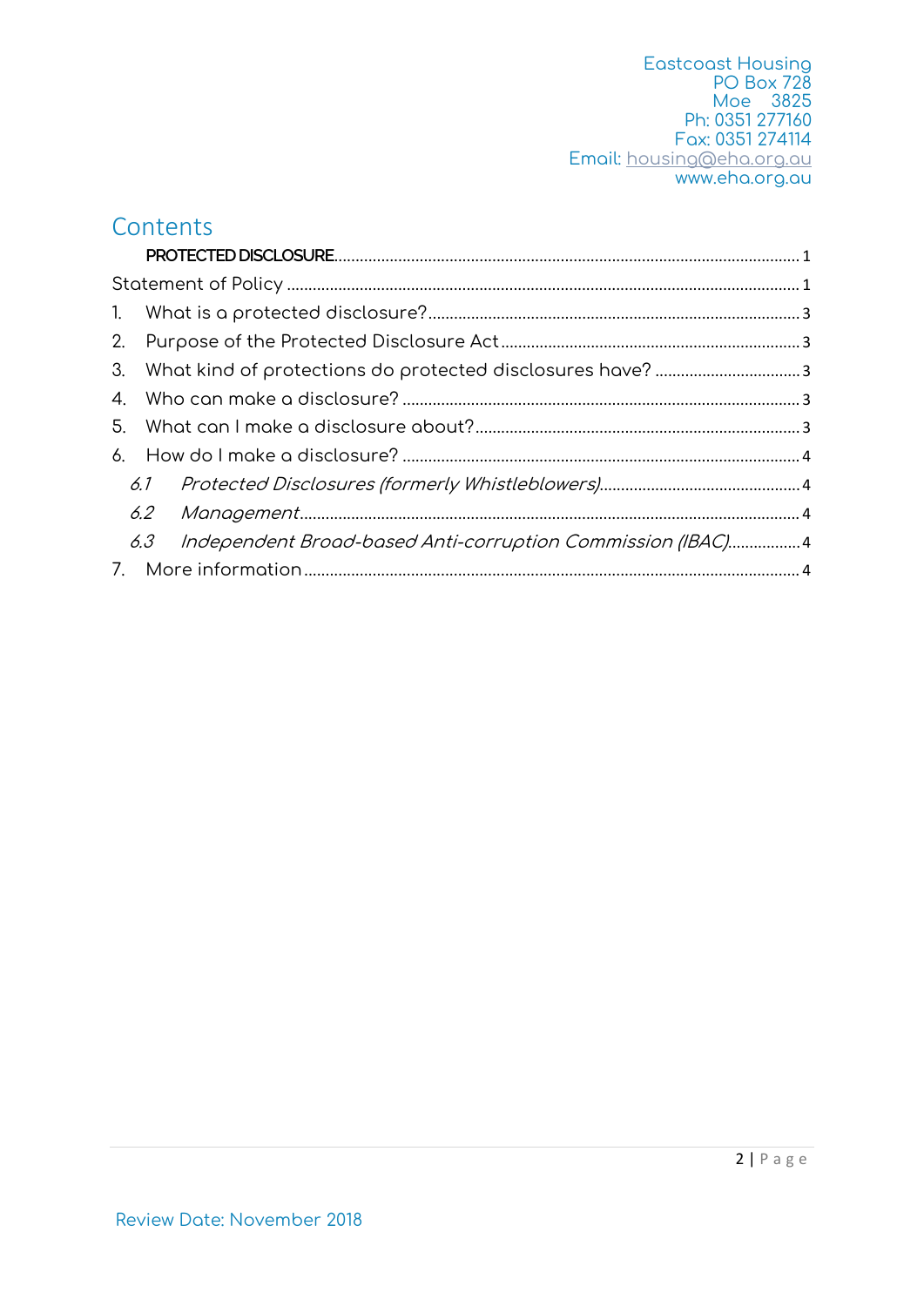Eastcoast Housing
PO Box 728
Moe 3825
Ph: 0351 277160
Fax: 0351 274114
Email: housing@eha.org.au
www.eha.org.au

## Contents

**PROTECTED DISCLOSURE** ..... 1

Statement of Policy ..... 1

1. What is a protected disclosure? ..... 3
2. Purpose of the Protected Disclosure Act ..... 3
3. What kind of protections do protected disclosures have? ..... 3
4. Who can make a disclosure? ..... 3
5. What can I make a disclosure about? ..... 3
6. How do I make a disclosure? ..... 4
   - *6.1 Protected Disclosures (formerly Whistleblowers)* ..... 4
   - *6.2 Management* ..... 4
   - *6.3 Independent Broad-based Anti-corruption Commission (IBAC)* ..... 4
7. More information ..... 4

Review Date: November 2018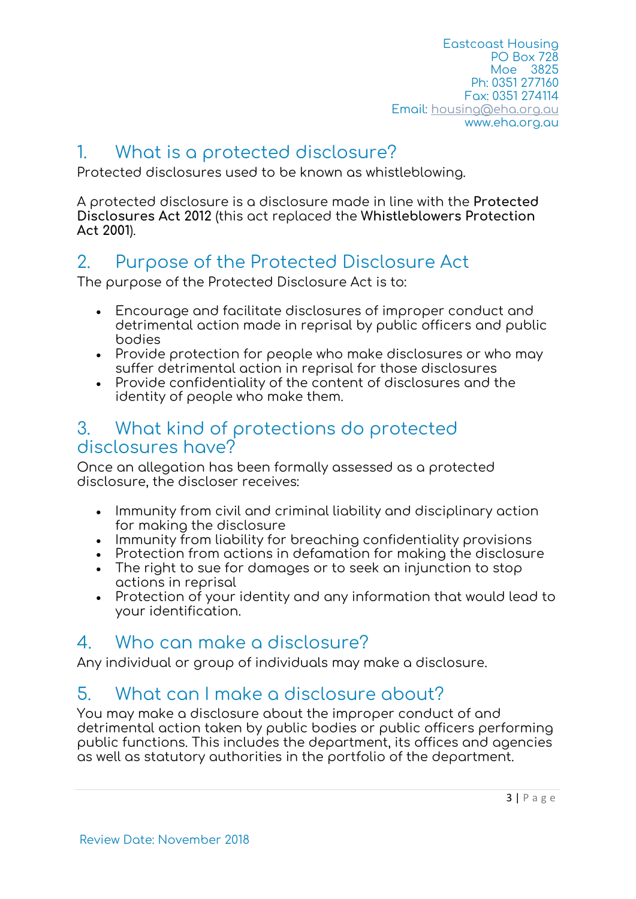Eastcoast Housing
PO Box 728
Moe 3825
Ph: 0351 277160
Fax: 0351 274114
Email: housing@eha.org.au
www.eha.org.au

## 1. What is a protected disclosure?

Protected disclosures used to be known as whistleblowing.

A protected disclosure is a disclosure made in line with the **Protected Disclosures Act 2012** (this act replaced the **Whistleblowers Protection Act 2001**).

## 2. Purpose of the Protected Disclosure Act

The purpose of the Protected Disclosure Act is to:

- Encourage and facilitate disclosures of improper conduct and detrimental action made in reprisal by public officers and public bodies
- Provide protection for people who make disclosures or who may suffer detrimental action in reprisal for those disclosures
- Provide confidentiality of the content of disclosures and the identity of people who make them.

## 3. What kind of protections do protected disclosures have?

Once an allegation has been formally assessed as a protected disclosure, the discloser receives:

- Immunity from civil and criminal liability and disciplinary action for making the disclosure
- Immunity from liability for breaching confidentiality provisions
- Protection from actions in defamation for making the disclosure
- The right to sue for damages or to seek an injunction to stop actions in reprisal
- Protection of your identity and any information that would lead to your identification.

## 4. Who can make a disclosure?

Any individual or group of individuals may make a disclosure.

## 5. What can I make a disclosure about?

You may make a disclosure about the improper conduct of and detrimental action taken by public bodies or public officers performing public functions. This includes the department, its offices and agencies as well as statutory authorities in the portfolio of the department.

Review Date: November 2018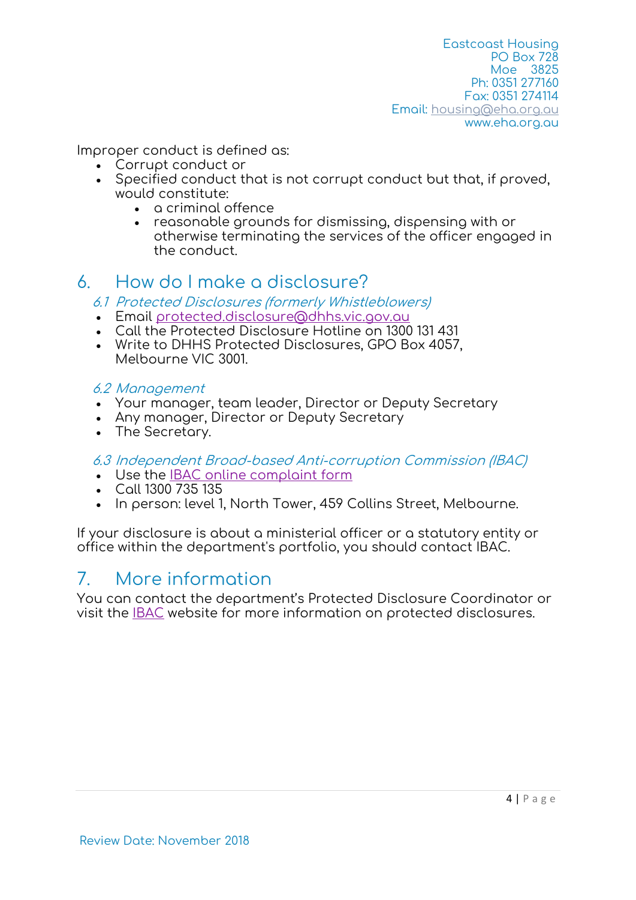Eastcoast Housing
PO Box 728
Moe 3825
Ph: 0351 277160
Fax: 0351 274114
Email: housing@eha.org.au
www.eha.org.au

Improper conduct is defined as:

- Corrupt conduct or
- Specified conduct that is not corrupt conduct but that, if proved, would constitute:
    - a criminal offence
    - reasonable grounds for dismissing, dispensing with or otherwise terminating the services of the officer engaged in the conduct.

## 6. How do I make a disclosure?

### *6.1 Protected Disclosures (formerly Whistleblowers)*

- Email protected.disclosure@dhhs.vic.gov.au
- Call the Protected Disclosure Hotline on 1300 131 431
- Write to DHHS Protected Disclosures, GPO Box 4057, Melbourne VIC 3001.

### *6.2 Management*

- Your manager, team leader, Director or Deputy Secretary
- Any manager, Director or Deputy Secretary
- The Secretary.

### *6.3 Independent Broad-based Anti-corruption Commission (IBAC)*

- Use the IBAC online complaint form
- Call 1300 735 135
- In person: level 1, North Tower, 459 Collins Street, Melbourne.

If your disclosure is about a ministerial officer or a statutory entity or office within the department's portfolio, you should contact IBAC.

## 7. More information

You can contact the department's Protected Disclosure Coordinator or visit the IBAC website for more information on protected disclosures.

Review Date: November 2018